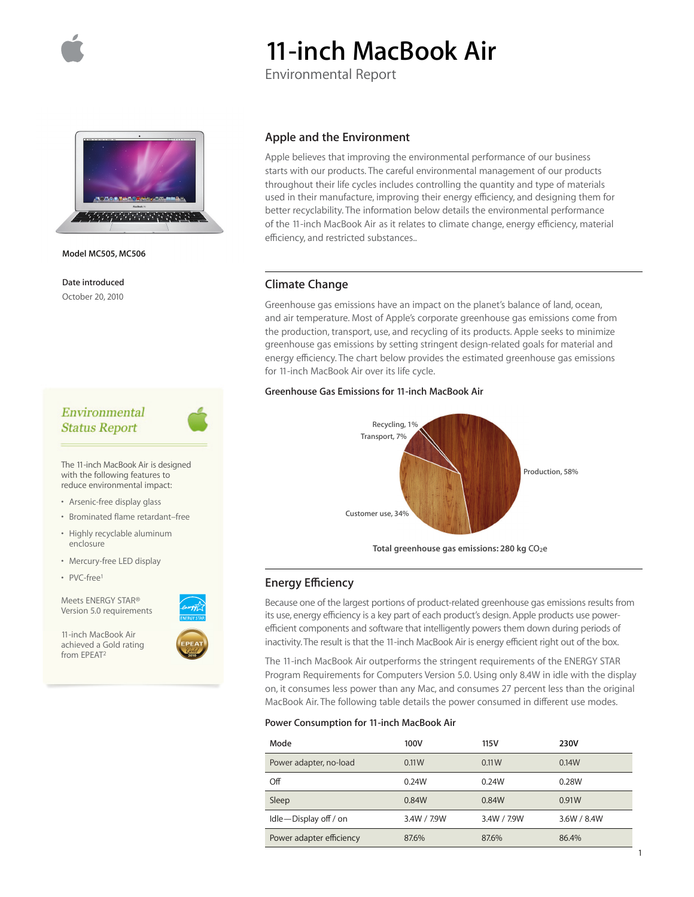# 11-inch MacBook Air

Environmental Report

**Model MC505, MC506**

**Date introduced**

October 20, 2010

## Environmental Status Report

The 11-inch MacBook Air is designed with the following features to reduce environmental impact:

- Arsenic-free display glass
- Brominated flame retardant–free
- Highly recyclable aluminum enclosure
- Mercury-free LED display
- PVC-free[1]

Meets ENERGY STAR® Version 5.0 requirements

11-inch MacBook Air achieved a Gold rating from EPEAT[2]

## Apple and the Environment

Apple believes that improving the environmental performance of our business starts with our products. The careful environmental management of our products throughout their life cycles includes controlling the quantity and type of materials used in their manufacture, improving their energy efficiency, and designing them for better recyclability. The information below details the environmental performance of the 11-inch MacBook Air as it relates to climate change, energy efficiency, material efficiency, and restricted substances..

## Climate Change

Greenhouse gas emissions have an impact on the planet's balance of land, ocean, and air temperature. Most of Apple's corporate greenhouse gas emissions come from the production, transport, use, and recycling of its products. Apple seeks to minimize greenhouse gas emissions by setting stringent design-related goals for material and energy efficiency. The chart below provides the estimated greenhouse gas emissions for 11-inch MacBook Air over its life cycle.

**Greenhouse Gas Emissions for 11-inch MacBook Air**

Recycling, 1%
Transport, 7%
Production, 58%
Customer use, 34%

**Total greenhouse gas emissions: 280 kg $CO_2e$**

## Energy Efficiency

Because one of the largest portions of product-related greenhouse gas emissions results from its use, energy efficiency is a key part of each product's design. Apple products use power-efficient components and software that intelligently powers them down during periods of inactivity. The result is that the 11-inch MacBook Air is energy efficient right out of the box.

The 11-inch MacBook Air outperforms the stringent requirements of the ENERGY STAR Program Requirements for Computers Version 5.0. Using only 8.4W in idle with the display on, it consumes less power than any Mac, and consumes 27 percent less than the original MacBook Air. The following table details the power consumed in different use modes.

**Power Consumption for 11-inch MacBook Air**

| Mode | 100V | 115V | 230V |
|---|---|---|---|
| Power adapter, no-load | 0.11W | 0.11W | 0.14W |
| Off | 0.24W | 0.24W | 0.28W |
| Sleep | 0.84W | 0.84W | 0.91W |
| Idle—Display off / on | 3.4W / 7.9W | 3.4W / 7.9W | 3.6W / 8.4W |
| Power adapter efficiency | 87.6% | 87.6% | 86.4% |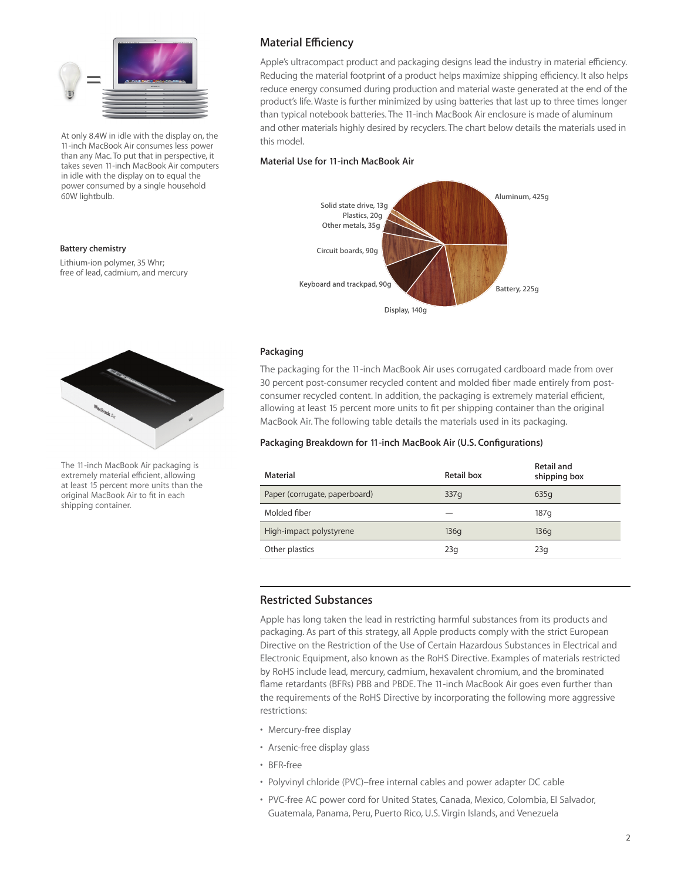At only 8.4W in idle with the display on, the 11-inch MacBook Air consumes less power than any Mac. To put that in perspective, it takes seven 11-inch MacBook Air computers in idle with the display on to equal the power consumed by a single household 60W lightbulb.

### Battery chemistry

Lithium-ion polymer, 35 Whr; free of lead, cadmium, and mercury

## Material Efficiency

Apple's ultracompact product and packaging designs lead the industry in material efficiency. Reducing the material footprint of a product helps maximize shipping efficiency. It also helps reduce energy consumed during production and material waste generated at the end of the product's life. Waste is further minimized by using batteries that last up to three times longer than typical notebook batteries. The 11-inch MacBook Air enclosure is made of aluminum and other materials highly desired by recyclers. The chart below details the materials used in this model.

### Material Use for 11-inch MacBook Air

Aluminum, 425g
Battery, 225g
Display, 140g
Keyboard and trackpad, 90g
Circuit boards, 90g
Other metals, 35g
Plastics, 20g
Solid state drive, 13g

### Packaging

The packaging for the 11-inch MacBook Air uses corrugated cardboard made from over 30 percent post-consumer recycled content and molded fiber made entirely from post-consumer recycled content. In addition, the packaging is extremely material efficient, allowing at least 15 percent more units to fit per shipping container than the original MacBook Air. The following table details the materials used in its packaging.

The 11-inch MacBook Air packaging is extremely material efficient, allowing at least 15 percent more units than the original MacBook Air to fit in each shipping container.

### Packaging Breakdown for 11-inch MacBook Air (U.S. Configurations)

| Material | Retail box | Retail and shipping box |
| --- | --- | --- |
| Paper (corrugate, paperboard) | 337g | 635g |
| Molded fiber | — | 187g |
| High-impact polystyrene | 136g | 136g |
| Other plastics | 23g | 23g |

## Restricted Substances

Apple has long taken the lead in restricting harmful substances from its products and packaging. As part of this strategy, all Apple products comply with the strict European Directive on the Restriction of the Use of Certain Hazardous Substances in Electrical and Electronic Equipment, also known as the RoHS Directive. Examples of materials restricted by RoHS include lead, mercury, cadmium, hexavalent chromium, and the brominated flame retardants (BFRs) PBB and PBDE. The 11-inch MacBook Air goes even further than the requirements of the RoHS Directive by incorporating the following more aggressive restrictions:

- Mercury-free display
- Arsenic-free display glass
- BFR-free
- Polyvinyl chloride (PVC)–free internal cables and power adapter DC cable
- PVC-free AC power cord for United States, Canada, Mexico, Colombia, El Salvador, Guatemala, Panama, Peru, Puerto Rico, U.S. Virgin Islands, and Venezuela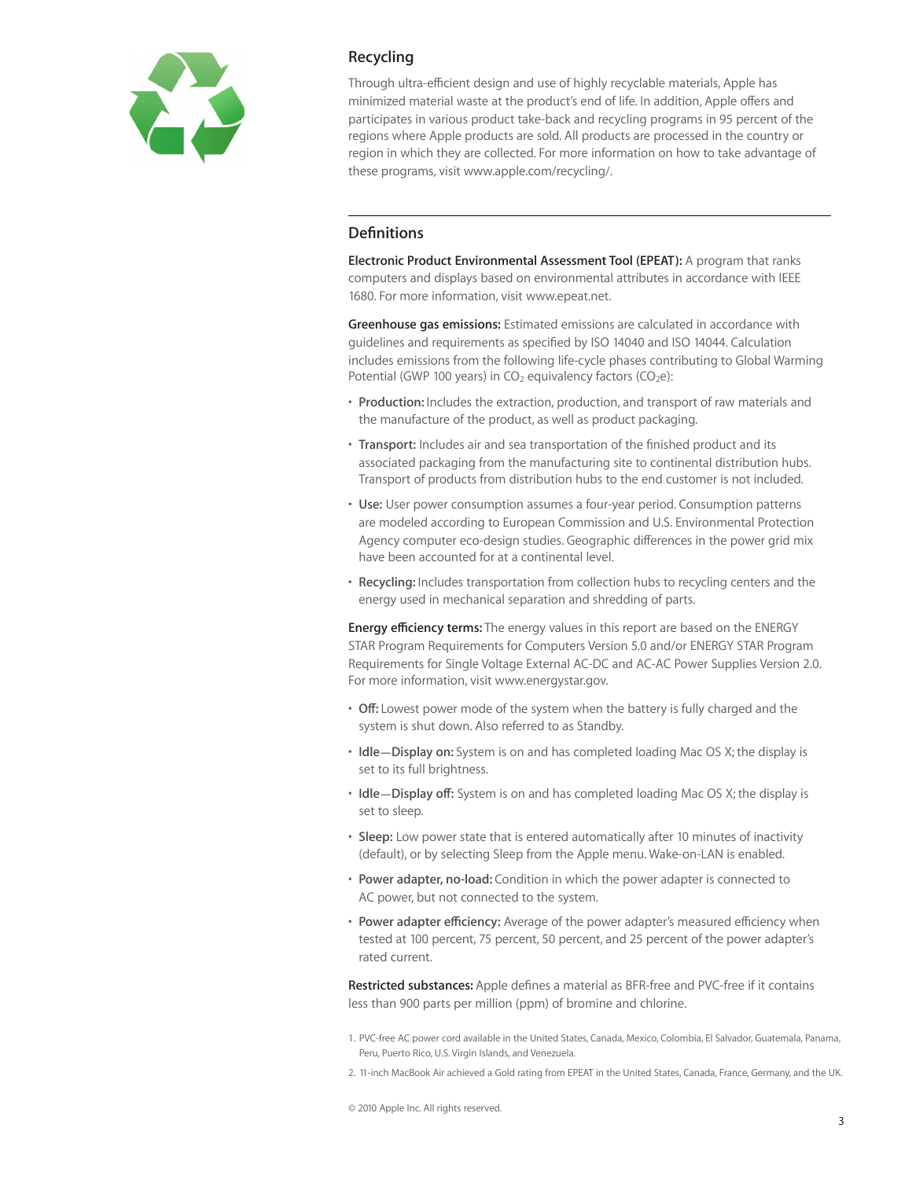## Recycling

Through ultra-efficient design and use of highly recyclable materials, Apple has minimized material waste at the product's end of life. In addition, Apple offers and participates in various product take-back and recycling programs in 95 percent of the regions where Apple products are sold. All products are processed in the country or region in which they are collected. For more information on how to take advantage of these programs, visit www.apple.com/recycling/.

---

## Definitions

**Electronic Product Environmental Assessment Tool (EPEAT):** A program that ranks computers and displays based on environmental attributes in accordance with IEEE 1680. For more information, visit www.epeat.net.

**Greenhouse gas emissions:** Estimated emissions are calculated in accordance with guidelines and requirements as specified by ISO 14040 and ISO 14044. Calculation includes emissions from the following life-cycle phases contributing to Global Warming Potential (GWP 100 years) in $CO_2$ equivalency factors ($CO_2e$):

- **Production:** Includes the extraction, production, and transport of raw materials and the manufacture of the product, as well as product packaging.
- **Transport:** Includes air and sea transportation of the finished product and its associated packaging from the manufacturing site to continental distribution hubs. Transport of products from distribution hubs to the end customer is not included.
- **Use:** User power consumption assumes a four-year period. Consumption patterns are modeled according to European Commission and U.S. Environmental Protection Agency computer eco-design studies. Geographic differences in the power grid mix have been accounted for at a continental level.
- **Recycling:** Includes transportation from collection hubs to recycling centers and the energy used in mechanical separation and shredding of parts.

**Energy efficiency terms:** The energy values in this report are based on the ENERGY STAR Program Requirements for Computers Version 5.0 and/or ENERGY STAR Program Requirements for Single Voltage External AC-DC and AC-AC Power Supplies Version 2.0. For more information, visit www.energystar.gov.

- **Off:** Lowest power mode of the system when the battery is fully charged and the system is shut down. Also referred to as Standby.
- **Idle—Display on:** System is on and has completed loading Mac OS X; the display is set to its full brightness.
- **Idle—Display off:** System is on and has completed loading Mac OS X; the display is set to sleep.
- **Sleep:** Low power state that is entered automatically after 10 minutes of inactivity (default), or by selecting Sleep from the Apple menu. Wake-on-LAN is enabled.
- **Power adapter, no-load:** Condition in which the power adapter is connected to AC power, but not connected to the system.
- **Power adapter efficiency:** Average of the power adapter's measured efficiency when tested at 100 percent, 75 percent, 50 percent, and 25 percent of the power adapter's rated current.

**Restricted substances:** Apple defines a material as BFR-free and PVC-free if it contains less than 900 parts per million (ppm) of bromine and chlorine.

1. PVC-free AC power cord available in the United States, Canada, Mexico, Colombia, El Salvador, Guatemala, Panama, Peru, Puerto Rico, U.S. Virgin Islands, and Venezuela.
2. 11-inch MacBook Air achieved a Gold rating from EPEAT in the United States, Canada, France, Germany, and the UK.

© 2010 Apple Inc. All rights reserved.